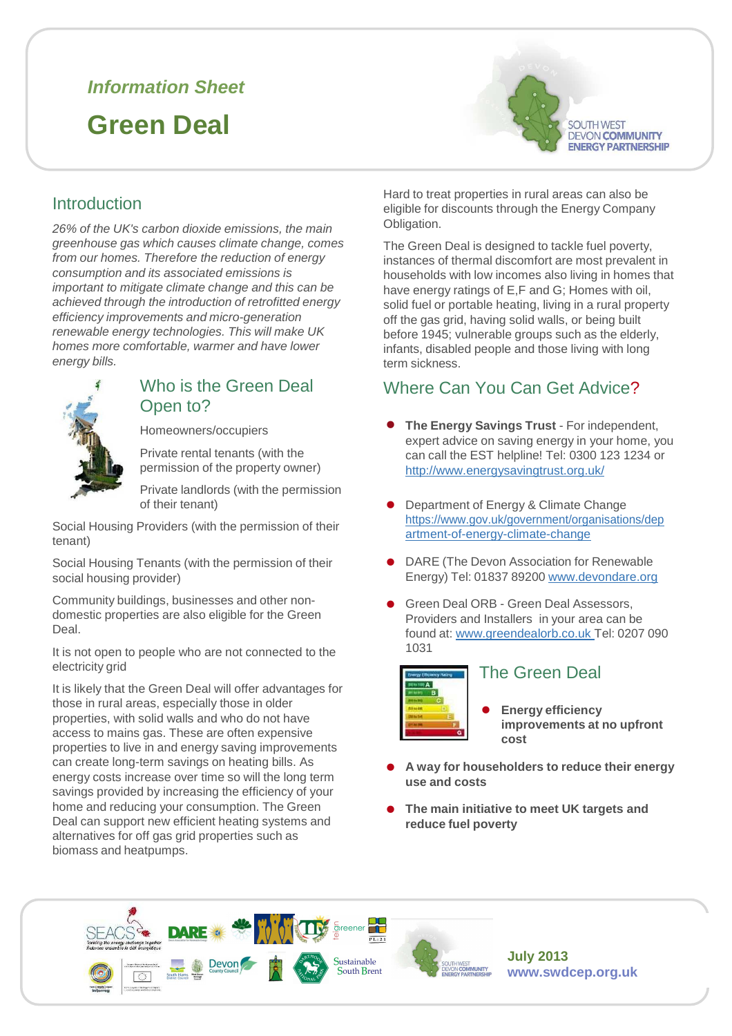*Information Sheet*

# Green Deal

SOUTH WEST DEVON COMMUNITY ENERGY PARTNERSHIP

## Introduction

*26% of the UK's carbon dioxide emissions, the main greenhouse gas which causes climate change, comes from our homes. Therefore the reduction of energy consumption and its associated emissions is important to mitigate climate change and this can be achieved through the introduction of retrofitted energy efficiency improvements and micro-generation renewable energy technologies. This will make UK homes more comfortable, warmer and have lower energy bills.*

## Who is the Green Deal Open to?

Homeowners/occupiers

Private rental tenants (with the permission of the property owner)

Private landlords (with the permission of their tenant)

Social Housing Providers (with the permission of their tenant)

Social Housing Tenants (with the permission of their social housing provider)

Community buildings, businesses and other non-domestic properties are also eligible for the Green Deal.

It is not open to people who are not connected to the electricity grid

It is likely that the Green Deal will offer advantages for those in rural areas, especially those in older properties, with solid walls and who do not have access to mains gas. These are often expensive properties to live in and energy saving improvements can create long-term savings on heating bills. As energy costs increase over time so will the long term savings provided by increasing the efficiency of your home and reducing your consumption. The Green Deal can support new efficient heating systems and alternatives for off gas grid properties such as biomass and heatpumps.

Hard to treat properties in rural areas can also be eligible for discounts through the Energy Company Obligation.

The Green Deal is designed to tackle fuel poverty, instances of thermal discomfort are most prevalent in households with low incomes also living in homes that have energy ratings of E,F and G; Homes with oil, solid fuel or portable heating, living in a rural property off the gas grid, having solid walls, or being built before 1945; vulnerable groups such as the elderly, infants, disabled people and those living with long term sickness.

## Where Can You Can Get Advice?

- **The Energy Savings Trust** - For independent, expert advice on saving energy in your home, you can call the EST helpline! Tel: 0300 123 1234 or http://www.energysavingtrust.org.uk/
- Department of Energy & Climate Change https://www.gov.uk/government/organisations/department-of-energy-climate-change
- DARE (The Devon Association for Renewable Energy) Tel: 01837 89200 www.devondare.org
- Green Deal ORB - Green Deal Assessors, Providers and Installers in your area can be found at: www.greendealorb.co.uk Tel: 0207 090 1031

## The Green Deal

- **Energy efficiency improvements at no upfront cost**
- **A way for householders to reduce their energy use and costs**
- **The main initiative to meet UK targets and reduce fuel poverty**

July 2013
www.swdcep.org.uk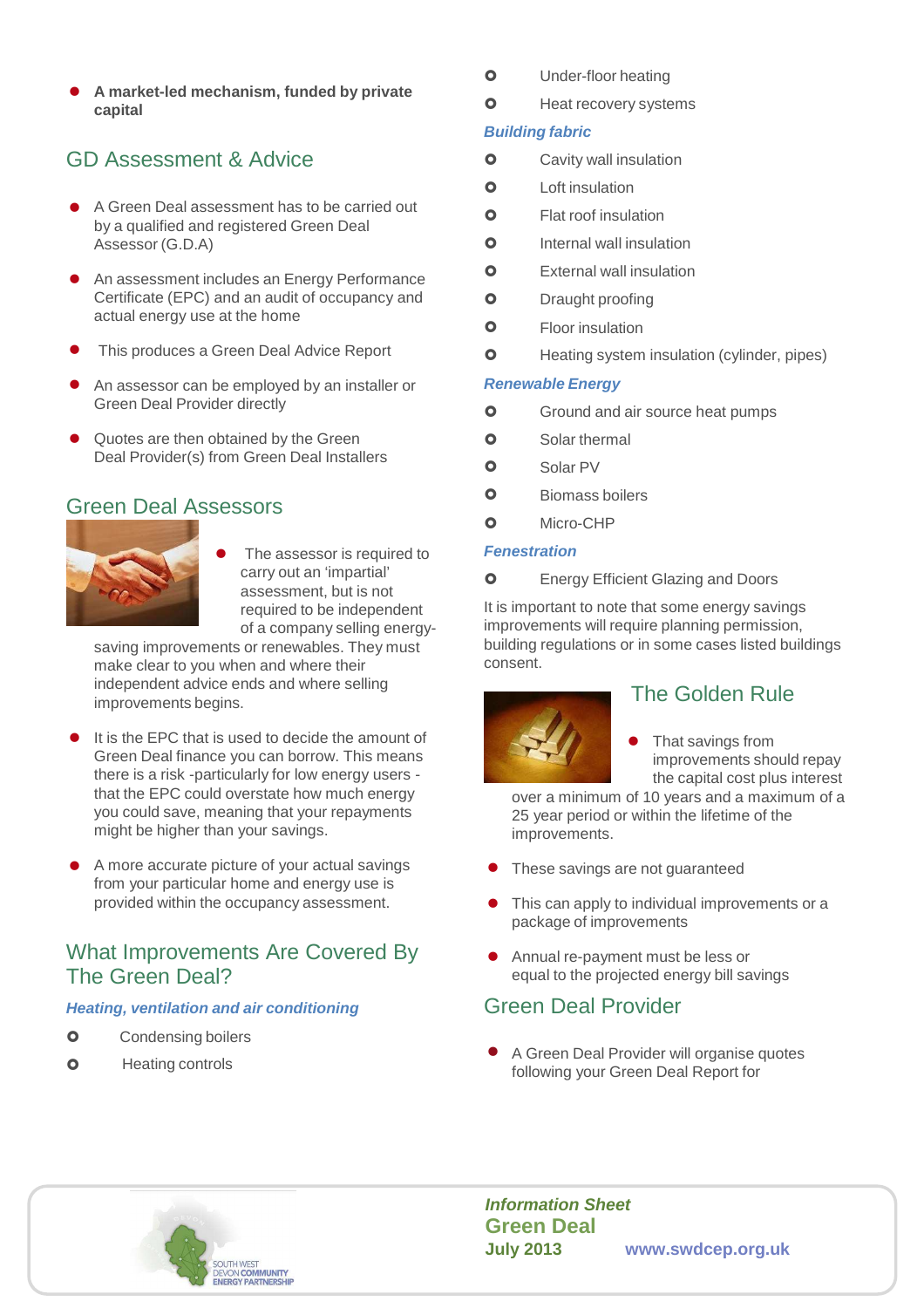- **A market-led mechanism, funded by private capital**

## GD Assessment & Advice

- A Green Deal assessment has to be carried out by a qualified and registered Green Deal Assessor (G.D.A)
- An assessment includes an Energy Performance Certificate (EPC) and an audit of occupancy and actual energy use at the home
- This produces a Green Deal Advice Report
- An assessor can be employed by an installer or Green Deal Provider directly
- Quotes are then obtained by the Green Deal Provider(s) from Green Deal Installers

## Green Deal Assessors

- The assessor is required to carry out an 'impartial' assessment, but is not required to be independent of a company selling energy-saving improvements or renewables. They must make clear to you when and where their independent advice ends and where selling improvements begins.
- It is the EPC that is used to decide the amount of Green Deal finance you can borrow. This means there is a risk -particularly for low energy users - that the EPC could overstate how much energy you could save, meaning that your repayments might be higher than your savings.
- A more accurate picture of your actual savings from your particular home and energy use is provided within the occupancy assessment.

## What Improvements Are Covered By The Green Deal?

### *Heating, ventilation and air conditioning*

- Condensing boilers
- Heating controls
- Under-floor heating
- Heat recovery systems

### *Building fabric*

- Cavity wall insulation
- Loft insulation
- Flat roof insulation
- Internal wall insulation
- External wall insulation
- Draught proofing
- Floor insulation
- Heating system insulation (cylinder, pipes)

### *Renewable Energy*

- Ground and air source heat pumps
- Solar thermal
- Solar PV
- Biomass boilers
- Micro-CHP

### *Fenestration*

- Energy Efficient Glazing and Doors

It is important to note that some energy savings improvements will require planning permission, building regulations or in some cases listed buildings consent.

## The Golden Rule

- That savings from improvements should repay the capital cost plus interest over a minimum of 10 years and a maximum of a 25 year period or within the lifetime of the improvements.
- These savings are not guaranteed
- This can apply to individual improvements or a package of improvements
- Annual re-payment must be less or equal to the projected energy bill savings

## Green Deal Provider

- A Green Deal Provider will organise quotes following your Green Deal Report for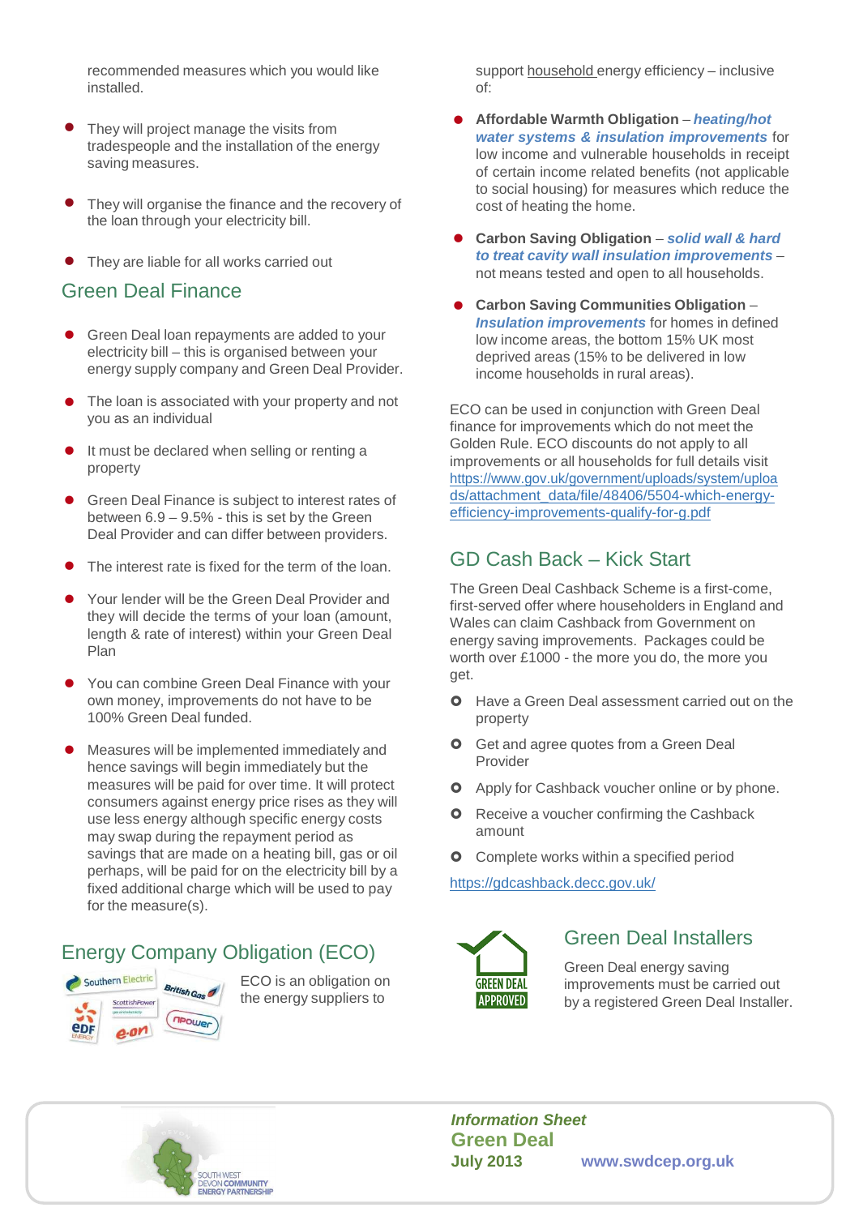recommended measures which you would like installed.

- They will project manage the visits from tradespeople and the installation of the energy saving measures.
- They will organise the finance and the recovery of the loan through your electricity bill.
- They are liable for all works carried out

## Green Deal Finance

- Green Deal loan repayments are added to your electricity bill – this is organised between your energy supply company and Green Deal Provider.
- The loan is associated with your property and not you as an individual
- It must be declared when selling or renting a property
- Green Deal Finance is subject to interest rates of between 6.9 – 9.5% - this is set by the Green Deal Provider and can differ between providers.
- The interest rate is fixed for the term of the loan.
- Your lender will be the Green Deal Provider and they will decide the terms of your loan (amount, length & rate of interest) within your Green Deal Plan
- You can combine Green Deal Finance with your own money, improvements do not have to be 100% Green Deal funded.
- Measures will be implemented immediately and hence savings will begin immediately but the measures will be paid for over time. It will protect consumers against energy price rises as they will use less energy although specific energy costs may swap during the repayment period as savings that are made on a heating bill, gas or oil perhaps, will be paid for on the electricity bill by a fixed additional charge which will be used to pay for the measure(s).

## Energy Company Obligation (ECO)

ECO is an obligation on the energy suppliers to support household energy efficiency – inclusive of:

- **Affordable Warmth Obligation** – ***heating/hot water systems & insulation improvements*** for low income and vulnerable households in receipt of certain income related benefits (not applicable to social housing) for measures which reduce the cost of heating the home.
- **Carbon Saving Obligation** – ***solid wall & hard to treat cavity wall insulation improvements*** – not means tested and open to all households.
- **Carbon Saving Communities Obligation** – ***Insulation improvements*** for homes in defined low income areas, the bottom 15% UK most deprived areas (15% to be delivered in low income households in rural areas).

ECO can be used in conjunction with Green Deal finance for improvements which do not meet the Golden Rule. ECO discounts do not apply to all improvements or all households for full details visit https://www.gov.uk/government/uploads/system/uploads/attachment_data/file/48406/5504-which-energy-efficiency-improvements-qualify-for-g.pdf

## GD Cash Back – Kick Start

The Green Deal Cashback Scheme is a first-come, first-served offer where householders in England and Wales can claim Cashback from Government on energy saving improvements. Packages could be worth over £1000 - the more you do, the more you get.

- Have a Green Deal assessment carried out on the property
- Get and agree quotes from a Green Deal Provider
- Apply for Cashback voucher online or by phone.
- Receive a voucher confirming the Cashback amount
- Complete works within a specified period

https://gdcashback.decc.gov.uk/

## Green Deal Installers

Green Deal energy saving improvements must be carried out by a registered Green Deal Installer.

***Information Sheet***
**Green Deal**
**July 2013** **www.swdcep.org.uk**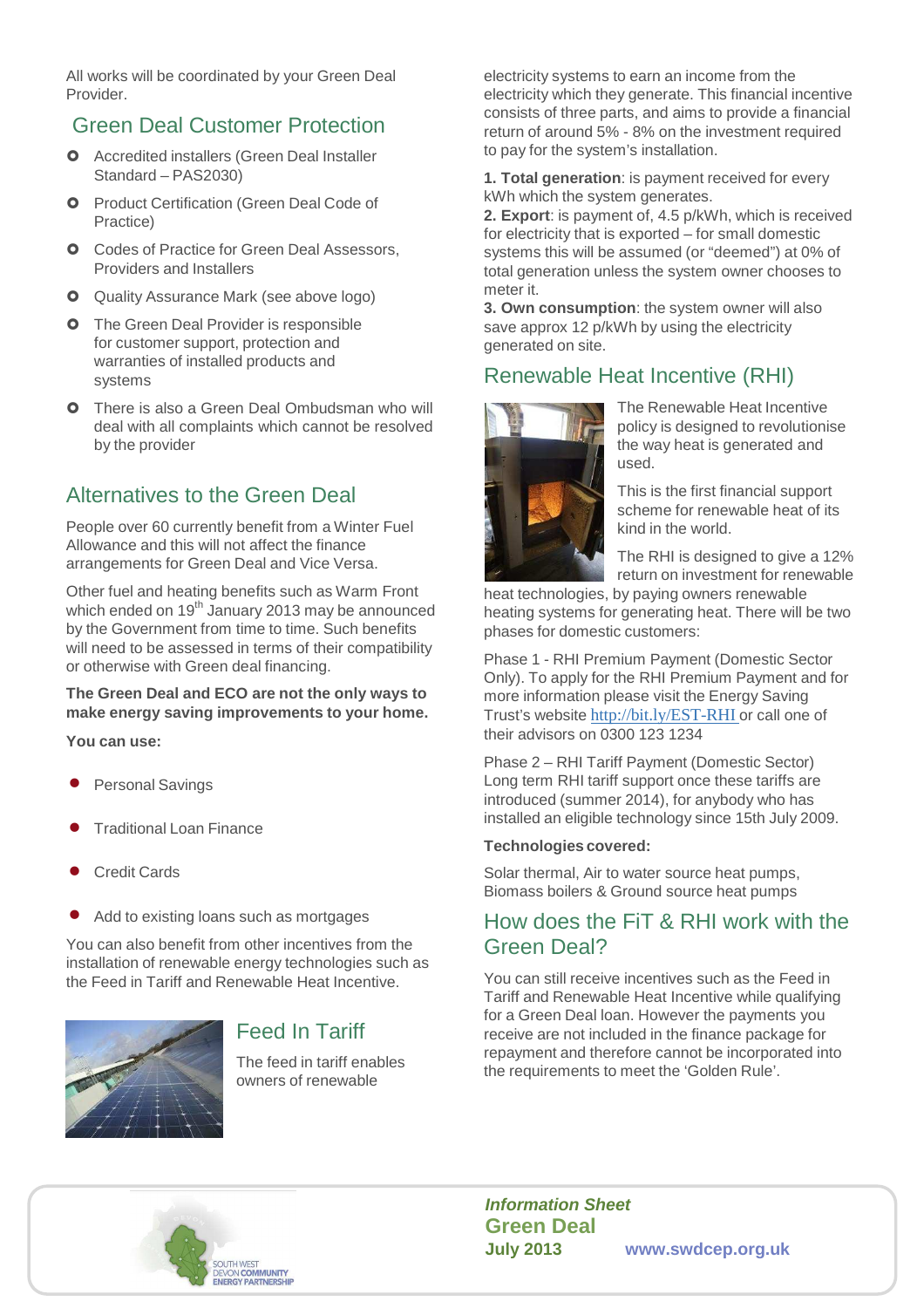All works will be coordinated by your Green Deal Provider.

## Green Deal Customer Protection

- Accredited installers (Green Deal Installer Standard – PAS2030)
- Product Certification (Green Deal Code of Practice)
- Codes of Practice for Green Deal Assessors, Providers and Installers
- Quality Assurance Mark (see above logo)
- The Green Deal Provider is responsible for customer support, protection and warranties of installed products and systems
- There is also a Green Deal Ombudsman who will deal with all complaints which cannot be resolved by the provider

## Alternatives to the Green Deal

People over 60 currently benefit from a Winter Fuel Allowance and this will not affect the finance arrangements for Green Deal and Vice Versa.

Other fuel and heating benefits such as Warm Front which ended on 19th January 2013 may be announced by the Government from time to time. Such benefits will need to be assessed in terms of their compatibility or otherwise with Green deal financing.

**The Green Deal and ECO are not the only ways to make energy saving improvements to your home.**

**You can use:**

- Personal Savings
- Traditional Loan Finance
- Credit Cards
- Add to existing loans such as mortgages

You can also benefit from other incentives from the installation of renewable energy technologies such as the Feed in Tariff and Renewable Heat Incentive.

## Feed In Tariff

The feed in tariff enables owners of renewable electricity systems to earn an income from the electricity which they generate. This financial incentive consists of three parts, and aims to provide a financial return of around 5% - 8% on the investment required to pay for the system's installation.

**1. Total generation**: is payment received for every kWh which the system generates.
**2. Export**: is payment of, 4.5 p/kWh, which is received for electricity that is exported – for small domestic systems this will be assumed (or "deemed") at 0% of total generation unless the system owner chooses to meter it.
**3. Own consumption**: the system owner will also save approx 12 p/kWh by using the electricity generated on site.

## Renewable Heat Incentive (RHI)

The Renewable Heat Incentive policy is designed to revolutionise the way heat is generated and used.

This is the first financial support scheme for renewable heat of its kind in the world.

The RHI is designed to give a 12% return on investment for renewable heat technologies, by paying owners renewable heating systems for generating heat. There will be two phases for domestic customers:

Phase 1 - RHI Premium Payment (Domestic Sector Only). To apply for the RHI Premium Payment and for more information please visit the Energy Saving Trust's website http://bit.ly/EST-RHI or call one of their advisors on 0300 123 1234

Phase 2 – RHI Tariff Payment (Domestic Sector) Long term RHI tariff support once these tariffs are introduced (summer 2014), for anybody who has installed an eligible technology since 15th July 2009.

**Technologies covered:**

Solar thermal, Air to water source heat pumps, Biomass boilers & Ground source heat pumps

## How does the FiT & RHI work with the Green Deal?

You can still receive incentives such as the Feed in Tariff and Renewable Heat Incentive while qualifying for a Green Deal loan. However the payments you receive are not included in the finance package for repayment and therefore cannot be incorporated into the requirements to meet the 'Golden Rule'.

*Information Sheet*
**Green Deal**
**July 2013** www.swdcep.org.uk